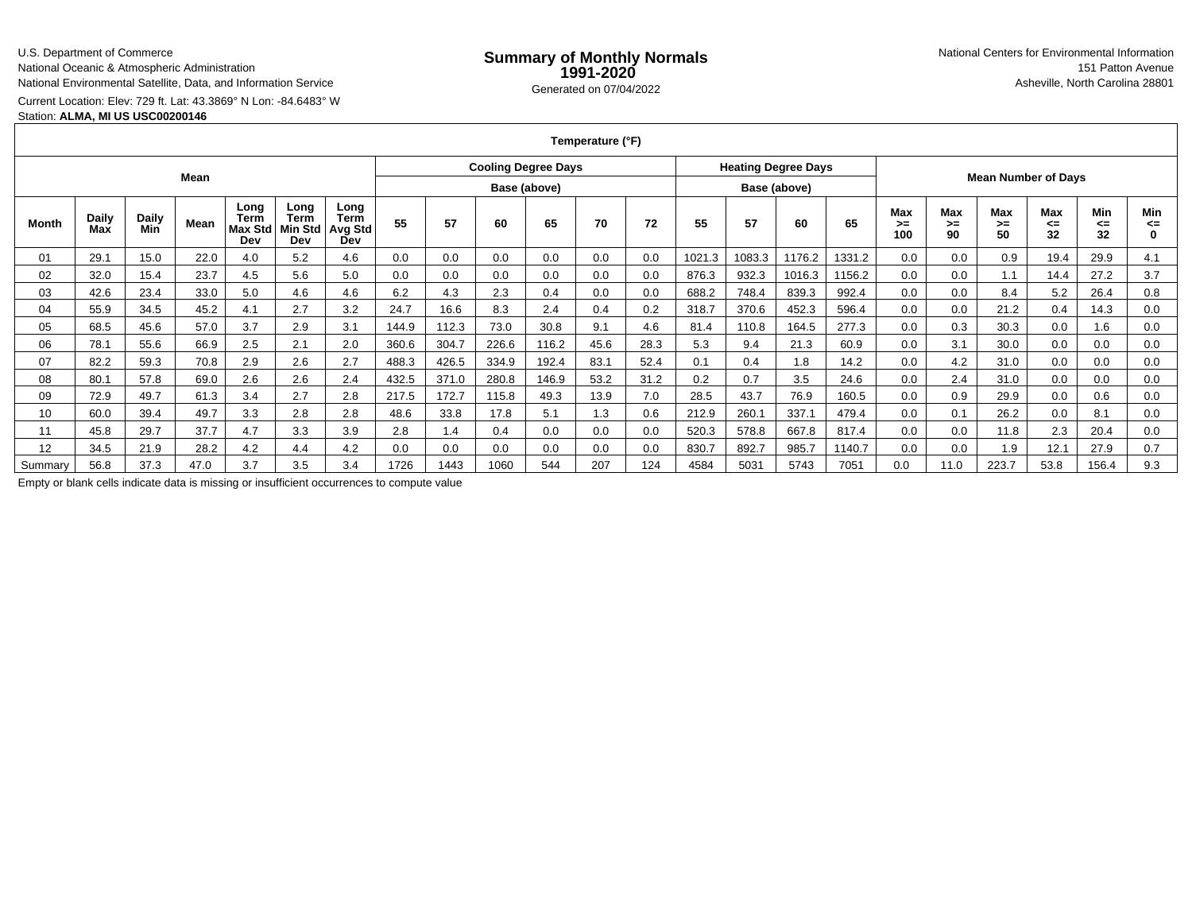U.S. Department of Commerce
National Oceanic & Atmospheric Administration
National Environmental Satellite, Data, and Information Service

# Summary of Monthly Normals 1991-2020

Generated on 07/04/2022

National Centers for Environmental Information
151 Patton Avenue
Asheville, North Carolina 28801

Current Location: Elev: 729 ft. Lat: 43.3869° N Lon: -84.6483° W
Station: **ALMA, MI US USC00200146**

| Temperature (°F) | | | | | | | | | | | | | | | | | | | | | | | |
|---|---|---|---|---|---|---|---|---|---|---|---|---|---|---|---|---|---|---|---|---|---|---|---|
| Mean | | | | | | | Cooling Degree Days | | | | | | Heating Degree Days | | | | Mean Number of Days | | | | | | |
| | | | | | | | Base (above) | | | | | | Base (above) | | | | | | | | | | |
| Month | Daily Max | Daily Min | Mean | Long Term Max Std Dev | Long Term Min Std Dev | Long Term Avg Std Dev | 55 | 57 | 60 | 65 | 70 | 72 | 55 | 57 | 60 | 65 | Max >= 100 | Max >= 90 | Max >= 50 | Max <= 32 | Min <= 32 | Min <= 0 |
| 01 | 29.1 | 15.0 | 22.0 | 4.0 | 5.2 | 4.6 | 0.0 | 0.0 | 0.0 | 0.0 | 0.0 | 0.0 | 1021.3 | 1083.3 | 1176.2 | 1331.2 | 0.0 | 0.0 | 0.9 | 19.4 | 29.9 | 4.1 |
| 02 | 32.0 | 15.4 | 23.7 | 4.5 | 5.6 | 5.0 | 0.0 | 0.0 | 0.0 | 0.0 | 0.0 | 0.0 | 876.3 | 932.3 | 1016.3 | 1156.2 | 0.0 | 0.0 | 1.1 | 14.4 | 27.2 | 3.7 |
| 03 | 42.6 | 23.4 | 33.0 | 5.0 | 4.6 | 4.6 | 6.2 | 4.3 | 2.3 | 0.4 | 0.0 | 0.0 | 688.2 | 748.4 | 839.3 | 992.4 | 0.0 | 0.0 | 8.4 | 5.2 | 26.4 | 0.8 |
| 04 | 55.9 | 34.5 | 45.2 | 4.1 | 2.7 | 3.2 | 24.7 | 16.6 | 8.3 | 2.4 | 0.4 | 0.2 | 318.7 | 370.6 | 452.3 | 596.4 | 0.0 | 0.0 | 21.2 | 0.4 | 14.3 | 0.0 |
| 05 | 68.5 | 45.6 | 57.0 | 3.7 | 2.9 | 3.1 | 144.9 | 112.3 | 73.0 | 30.8 | 9.1 | 4.6 | 81.4 | 110.8 | 164.5 | 277.3 | 0.0 | 0.3 | 30.3 | 0.0 | 1.6 | 0.0 |
| 06 | 78.1 | 55.6 | 66.9 | 2.5 | 2.1 | 2.0 | 360.6 | 304.7 | 226.6 | 116.2 | 45.6 | 28.3 | 5.3 | 9.4 | 21.3 | 60.9 | 0.0 | 3.1 | 30.0 | 0.0 | 0.0 | 0.0 |
| 07 | 82.2 | 59.3 | 70.8 | 2.9 | 2.6 | 2.7 | 488.3 | 426.5 | 334.9 | 192.4 | 83.1 | 52.4 | 0.1 | 0.4 | 1.8 | 14.2 | 0.0 | 4.2 | 31.0 | 0.0 | 0.0 | 0.0 |
| 08 | 80.1 | 57.8 | 69.0 | 2.6 | 2.6 | 2.4 | 432.5 | 371.0 | 280.8 | 146.9 | 53.2 | 31.2 | 0.2 | 0.7 | 3.5 | 24.6 | 0.0 | 2.4 | 31.0 | 0.0 | 0.0 | 0.0 |
| 09 | 72.9 | 49.7 | 61.3 | 3.4 | 2.7 | 2.8 | 217.5 | 172.7 | 115.8 | 49.3 | 13.9 | 7.0 | 28.5 | 43.7 | 76.9 | 160.5 | 0.0 | 0.9 | 29.9 | 0.0 | 0.6 | 0.0 |
| 10 | 60.0 | 39.4 | 49.7 | 3.3 | 2.8 | 2.8 | 48.6 | 33.8 | 17.8 | 5.1 | 1.3 | 0.6 | 212.9 | 260.1 | 337.1 | 479.4 | 0.0 | 0.1 | 26.2 | 0.0 | 8.1 | 0.0 |
| 11 | 45.8 | 29.7 | 37.7 | 4.7 | 3.3 | 3.9 | 2.8 | 1.4 | 0.4 | 0.0 | 0.0 | 0.0 | 520.3 | 578.8 | 667.8 | 817.4 | 0.0 | 0.0 | 11.8 | 2.3 | 20.4 | 0.0 |
| 12 | 34.5 | 21.9 | 28.2 | 4.2 | 4.4 | 4.2 | 0.0 | 0.0 | 0.0 | 0.0 | 0.0 | 0.0 | 830.7 | 892.7 | 985.7 | 1140.7 | 0.0 | 0.0 | 1.9 | 12.1 | 27.9 | 0.7 |
| Summary | 56.8 | 37.3 | 47.0 | 3.7 | 3.5 | 3.4 | 1726 | 1443 | 1060 | 544 | 207 | 124 | 4584 | 5031 | 5743 | 7051 | 0.0 | 11.0 | 223.7 | 53.8 | 156.4 | 9.3 |

Empty or blank cells indicate data is missing or insufficient occurrences to compute value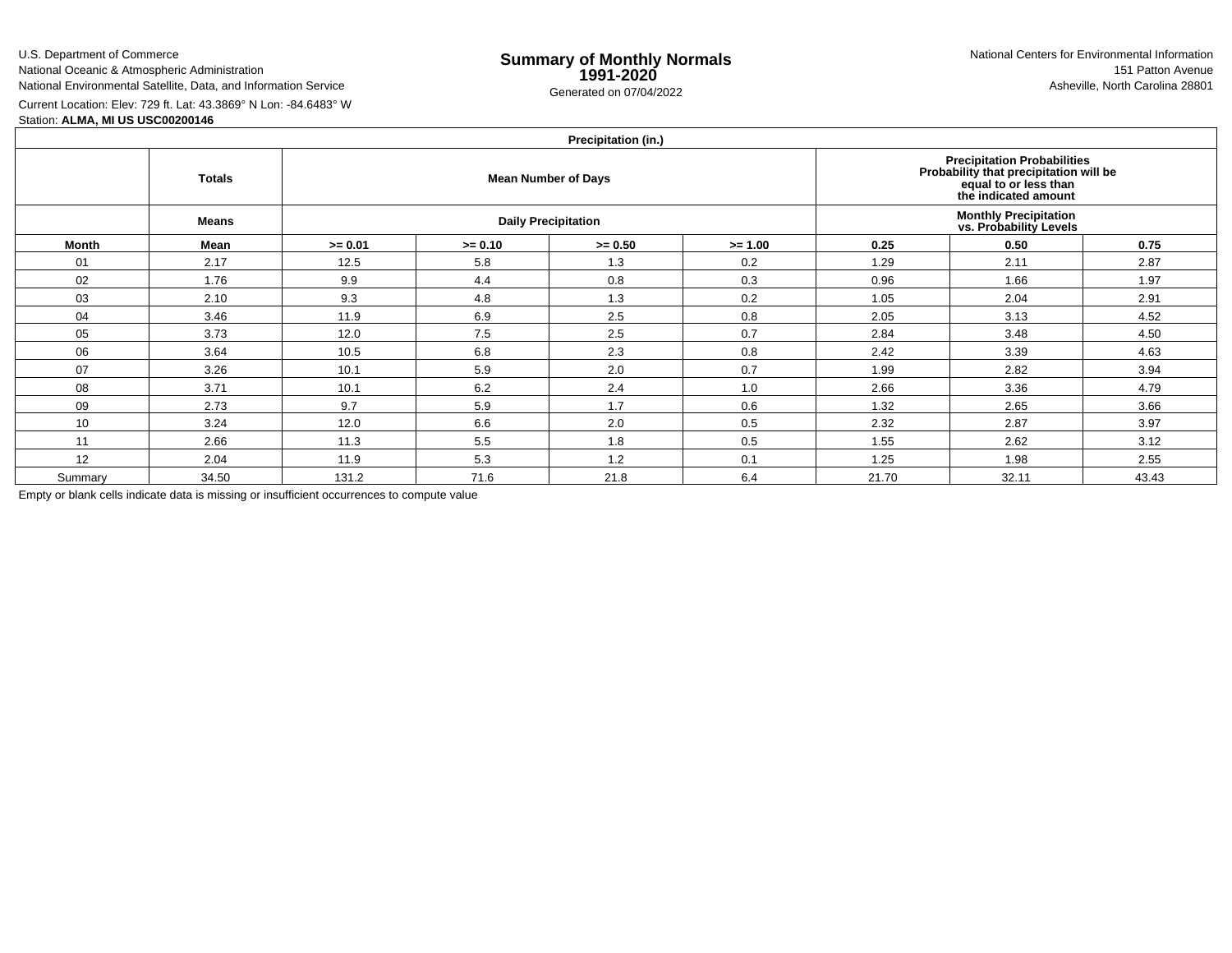U.S. Department of Commerce
National Oceanic & Atmospheric Administration
National Environmental Satellite, Data, and Information Service

# Summary of Monthly Normals
## 1991-2020

Generated on 07/04/2022

National Centers for Environmental Information
151 Patton Avenue
Asheville, North Carolina 28801

Current Location: Elev: 729 ft. Lat: 43.3869° N Lon: -84.6483° W
Station: **ALMA, MI US USC00200146**

| Precipitation (in.) | | | | | | | | |
|---|---|---|---|---|---|---|---|---|
| | **Totals** | **Mean Number of Days** | | | | **Precipitation Probabilities Probability that precipitation will be equal to or less than the indicated amount** | | |
| | **Means** | **Daily Precipitation** | | | | **Monthly Precipitation vs. Probability Levels** | | |
| **Month** | **Mean** | **>= 0.01** | **>= 0.10** | **>= 0.50** | **>= 1.00** | **0.25** | **0.50** | **0.75** |
| 01 | 2.17 | 12.5 | 5.8 | 1.3 | 0.2 | 1.29 | 2.11 | 2.87 |
| 02 | 1.76 | 9.9 | 4.4 | 0.8 | 0.3 | 0.96 | 1.66 | 1.97 |
| 03 | 2.10 | 9.3 | 4.8 | 1.3 | 0.2 | 1.05 | 2.04 | 2.91 |
| 04 | 3.46 | 11.9 | 6.9 | 2.5 | 0.8 | 2.05 | 3.13 | 4.52 |
| 05 | 3.73 | 12.0 | 7.5 | 2.5 | 0.7 | 2.84 | 3.48 | 4.50 |
| 06 | 3.64 | 10.5 | 6.8 | 2.3 | 0.8 | 2.42 | 3.39 | 4.63 |
| 07 | 3.26 | 10.1 | 5.9 | 2.0 | 0.7 | 1.99 | 2.82 | 3.94 |
| 08 | 3.71 | 10.1 | 6.2 | 2.4 | 1.0 | 2.66 | 3.36 | 4.79 |
| 09 | 2.73 | 9.7 | 5.9 | 1.7 | 0.6 | 1.32 | 2.65 | 3.66 |
| 10 | 3.24 | 12.0 | 6.6 | 2.0 | 0.5 | 2.32 | 2.87 | 3.97 |
| 11 | 2.66 | 11.3 | 5.5 | 1.8 | 0.5 | 1.55 | 2.62 | 3.12 |
| 12 | 2.04 | 11.9 | 5.3 | 1.2 | 0.1 | 1.25 | 1.98 | 2.55 |
| Summary | 34.50 | 131.2 | 71.6 | 21.8 | 6.4 | 21.70 | 32.11 | 43.43 |

Empty or blank cells indicate data is missing or insufficient occurrences to compute value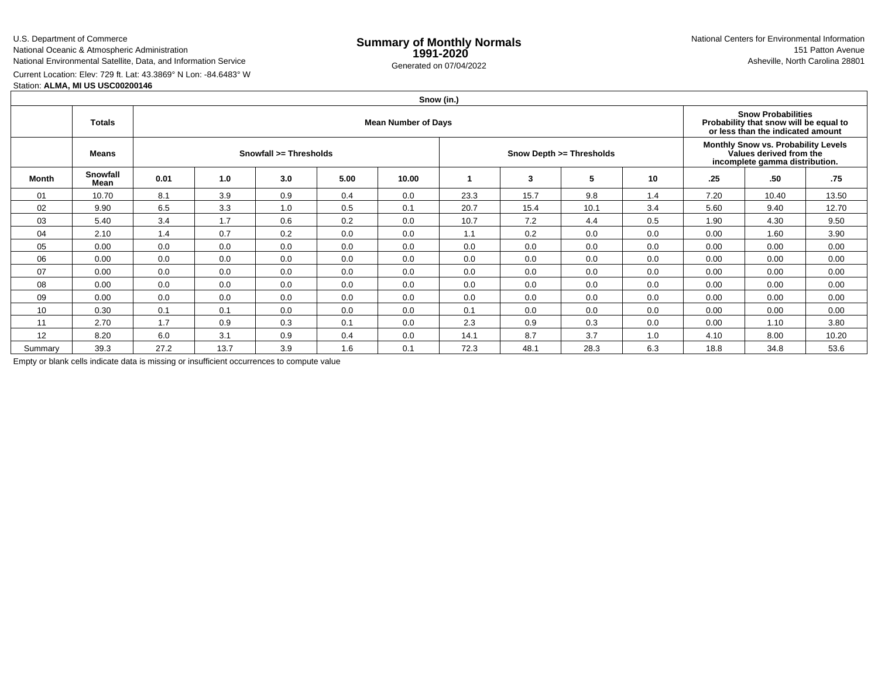U.S. Department of Commerce
National Oceanic & Atmospheric Administration
National Environmental Satellite, Data, and Information Service

# Summary of Monthly Normals 1991-2020

Generated on 07/04/2022

National Centers for Environmental Information
151 Patton Avenue
Asheville, North Carolina 28801

Current Location: Elev: 729 ft. Lat: 43.3869° N Lon: -84.6483° W
Station: **ALMA, MI US USC00200146**

| Snow (in.) | | | | | | | | | | | | |
|---|---|---|---|---|---|---|---|---|---|---|---|---|
| | **Totals** | **Mean Number of Days** | | | | | | | | **Snow Probabilities Probability that snow will be equal to or less than the indicated amount** | | |
| | **Means** | **Snowfall >= Thresholds** | | | | | **Snow Depth >= Thresholds** | | | **Monthly Snow vs. Probability Levels Values derived from the incomplete gamma distribution.** | | |
| **Month** | **Snowfall Mean** | **0.01** | **1.0** | **3.0** | **5.00** | **10.00** | **1** | **3** | **5** | **10** | **.25** | **.50** | **.75** |
| 01 | 10.70 | 8.1 | 3.9 | 0.9 | 0.4 | 0.0 | 23.3 | 15.7 | 9.8 | 1.4 | 7.20 | 10.40 | 13.50 |
| 02 | 9.90 | 6.5 | 3.3 | 1.0 | 0.5 | 0.1 | 20.7 | 15.4 | 10.1 | 3.4 | 5.60 | 9.40 | 12.70 |
| 03 | 5.40 | 3.4 | 1.7 | 0.6 | 0.2 | 0.0 | 10.7 | 7.2 | 4.4 | 0.5 | 1.90 | 4.30 | 9.50 |
| 04 | 2.10 | 1.4 | 0.7 | 0.2 | 0.0 | 0.0 | 1.1 | 0.2 | 0.0 | 0.0 | 0.00 | 1.60 | 3.90 |
| 05 | 0.00 | 0.0 | 0.0 | 0.0 | 0.0 | 0.0 | 0.0 | 0.0 | 0.0 | 0.0 | 0.00 | 0.00 | 0.00 |
| 06 | 0.00 | 0.0 | 0.0 | 0.0 | 0.0 | 0.0 | 0.0 | 0.0 | 0.0 | 0.0 | 0.00 | 0.00 | 0.00 |
| 07 | 0.00 | 0.0 | 0.0 | 0.0 | 0.0 | 0.0 | 0.0 | 0.0 | 0.0 | 0.0 | 0.00 | 0.00 | 0.00 |
| 08 | 0.00 | 0.0 | 0.0 | 0.0 | 0.0 | 0.0 | 0.0 | 0.0 | 0.0 | 0.0 | 0.00 | 0.00 | 0.00 |
| 09 | 0.00 | 0.0 | 0.0 | 0.0 | 0.0 | 0.0 | 0.0 | 0.0 | 0.0 | 0.0 | 0.00 | 0.00 | 0.00 |
| 10 | 0.30 | 0.1 | 0.1 | 0.0 | 0.0 | 0.0 | 0.1 | 0.0 | 0.0 | 0.0 | 0.00 | 0.00 | 0.00 |
| 11 | 2.70 | 1.7 | 0.9 | 0.3 | 0.1 | 0.0 | 2.3 | 0.9 | 0.3 | 0.0 | 0.00 | 1.10 | 3.80 |
| 12 | 8.20 | 6.0 | 3.1 | 0.9 | 0.4 | 0.0 | 14.1 | 8.7 | 3.7 | 1.0 | 4.10 | 8.00 | 10.20 |
| Summary | 39.3 | 27.2 | 13.7 | 3.9 | 1.6 | 0.1 | 72.3 | 48.1 | 28.3 | 6.3 | 18.8 | 34.8 | 53.6 |

Empty or blank cells indicate data is missing or insufficient occurrences to compute value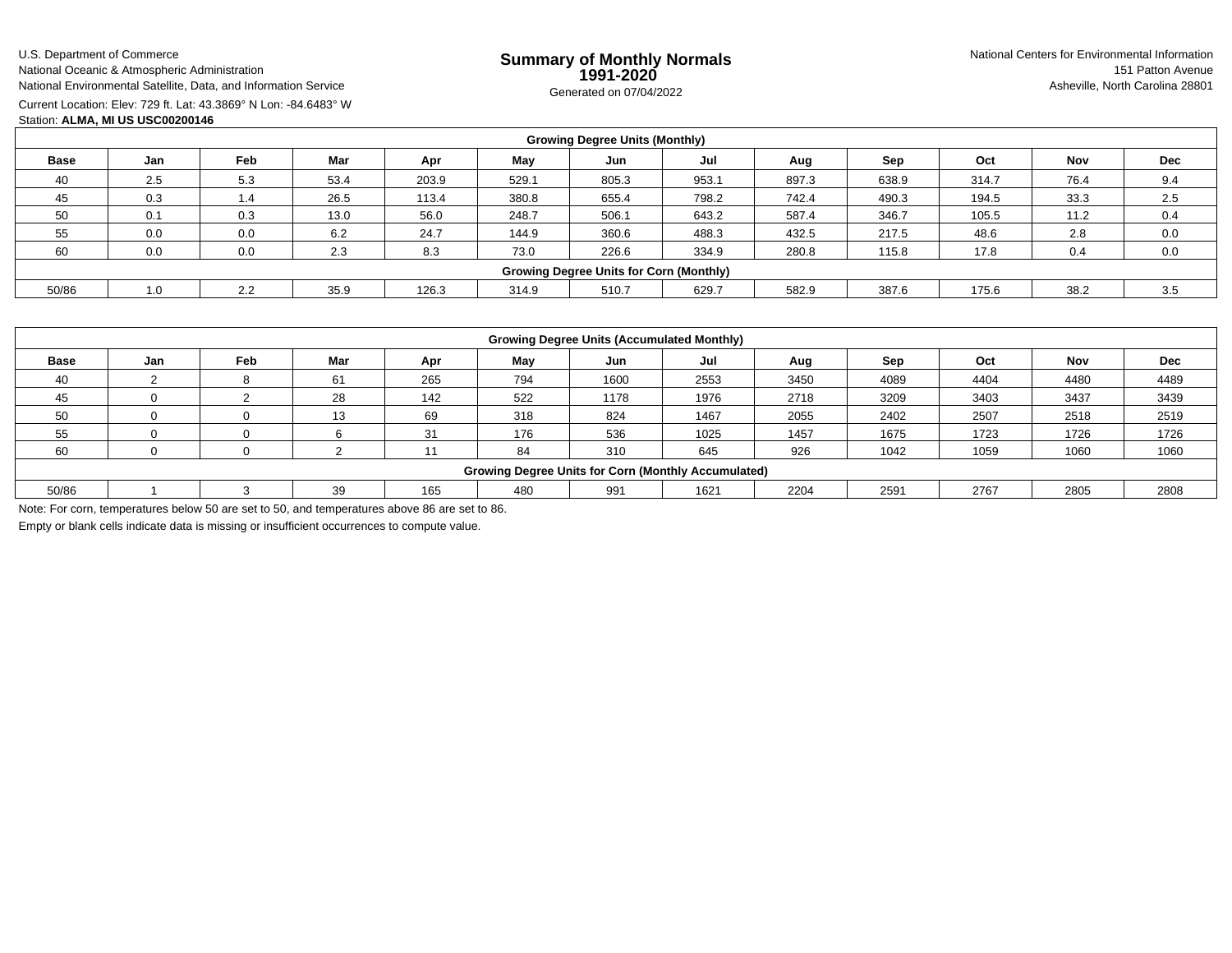U.S. Department of Commerce
National Oceanic & Atmospheric Administration
National Environmental Satellite, Data, and Information Service

# Summary of Monthly Normals
## 1991-2020

Generated on 07/04/2022

National Centers for Environmental Information
151 Patton Avenue
Asheville, North Carolina 28801

Current Location: Elev: 729 ft. Lat: 43.3869° N Lon: -84.6483° W
Station: **ALMA, MI US USC00200146**

| Growing Degree Units (Monthly) | | | | | | | | | | | | |
|---|---|---|---|---|---|---|---|---|---|---|---|---|
| **Base** | **Jan** | **Feb** | **Mar** | **Apr** | **May** | **Jun** | **Jul** | **Aug** | **Sep** | **Oct** | **Nov** | **Dec** |
| 40 | 2.5 | 5.3 | 53.4 | 203.9 | 529.1 | 805.3 | 953.1 | 897.3 | 638.9 | 314.7 | 76.4 | 9.4 |
| 45 | 0.3 | 1.4 | 26.5 | 113.4 | 380.8 | 655.4 | 798.2 | 742.4 | 490.3 | 194.5 | 33.3 | 2.5 |
| 50 | 0.1 | 0.3 | 13.0 | 56.0 | 248.7 | 506.1 | 643.2 | 587.4 | 346.7 | 105.5 | 11.2 | 0.4 |
| 55 | 0.0 | 0.0 | 6.2 | 24.7 | 144.9 | 360.6 | 488.3 | 432.5 | 217.5 | 48.6 | 2.8 | 0.0 |
| 60 | 0.0 | 0.0 | 2.3 | 8.3 | 73.0 | 226.6 | 334.9 | 280.8 | 115.8 | 17.8 | 0.4 | 0.0 |
| **Growing Degree Units for Corn (Monthly)** | | | | | | | | | | | | |
| 50/86 | 1.0 | 2.2 | 35.9 | 126.3 | 314.9 | 510.7 | 629.7 | 582.9 | 387.6 | 175.6 | 38.2 | 3.5 |

| Growing Degree Units (Accumulated Monthly) | | | | | | | | | | | | |
|---|---|---|---|---|---|---|---|---|---|---|---|---|
| **Base** | **Jan** | **Feb** | **Mar** | **Apr** | **May** | **Jun** | **Jul** | **Aug** | **Sep** | **Oct** | **Nov** | **Dec** |
| 40 | 2 | 8 | 61 | 265 | 794 | 1600 | 2553 | 3450 | 4089 | 4404 | 4480 | 4489 |
| 45 | 0 | 2 | 28 | 142 | 522 | 1178 | 1976 | 2718 | 3209 | 3403 | 3437 | 3439 |
| 50 | 0 | 0 | 13 | 69 | 318 | 824 | 1467 | 2055 | 2402 | 2507 | 2518 | 2519 |
| 55 | 0 | 0 | 6 | 31 | 176 | 536 | 1025 | 1457 | 1675 | 1723 | 1726 | 1726 |
| 60 | 0 | 0 | 2 | 11 | 84 | 310 | 645 | 926 | 1042 | 1059 | 1060 | 1060 |
| **Growing Degree Units for Corn (Monthly Accumulated)** | | | | | | | | | | | | |
| 50/86 | 1 | 3 | 39 | 165 | 480 | 991 | 1621 | 2204 | 2591 | 2767 | 2805 | 2808 |

Note: For corn, temperatures below 50 are set to 50, and temperatures above 86 are set to 86.

Empty or blank cells indicate data is missing or insufficient occurrences to compute value.